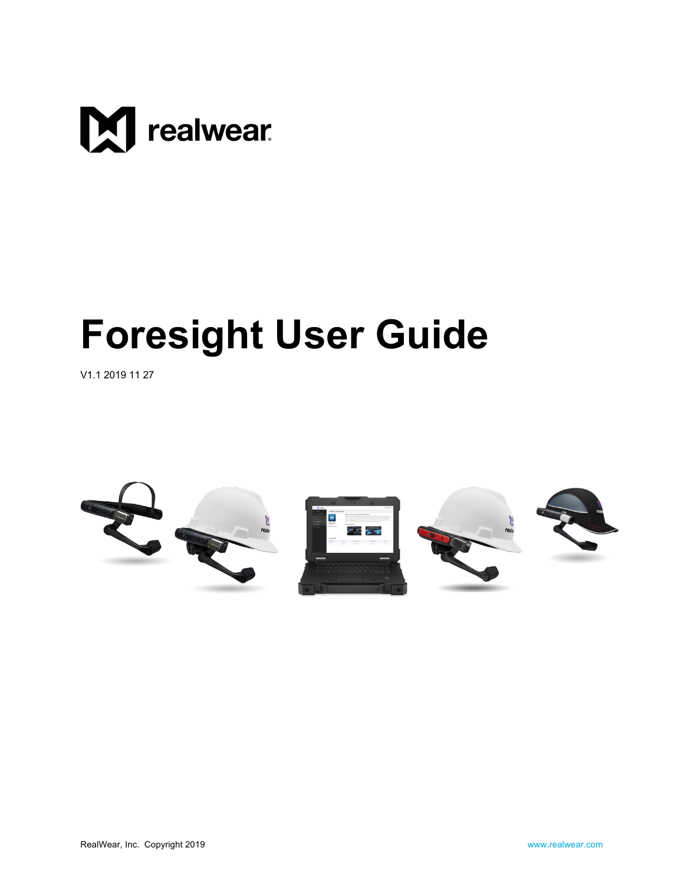realwear

# Foresight User Guide

V1.1 2019 11 27

RealWear, Inc. Copyright 2019

www.realwear.com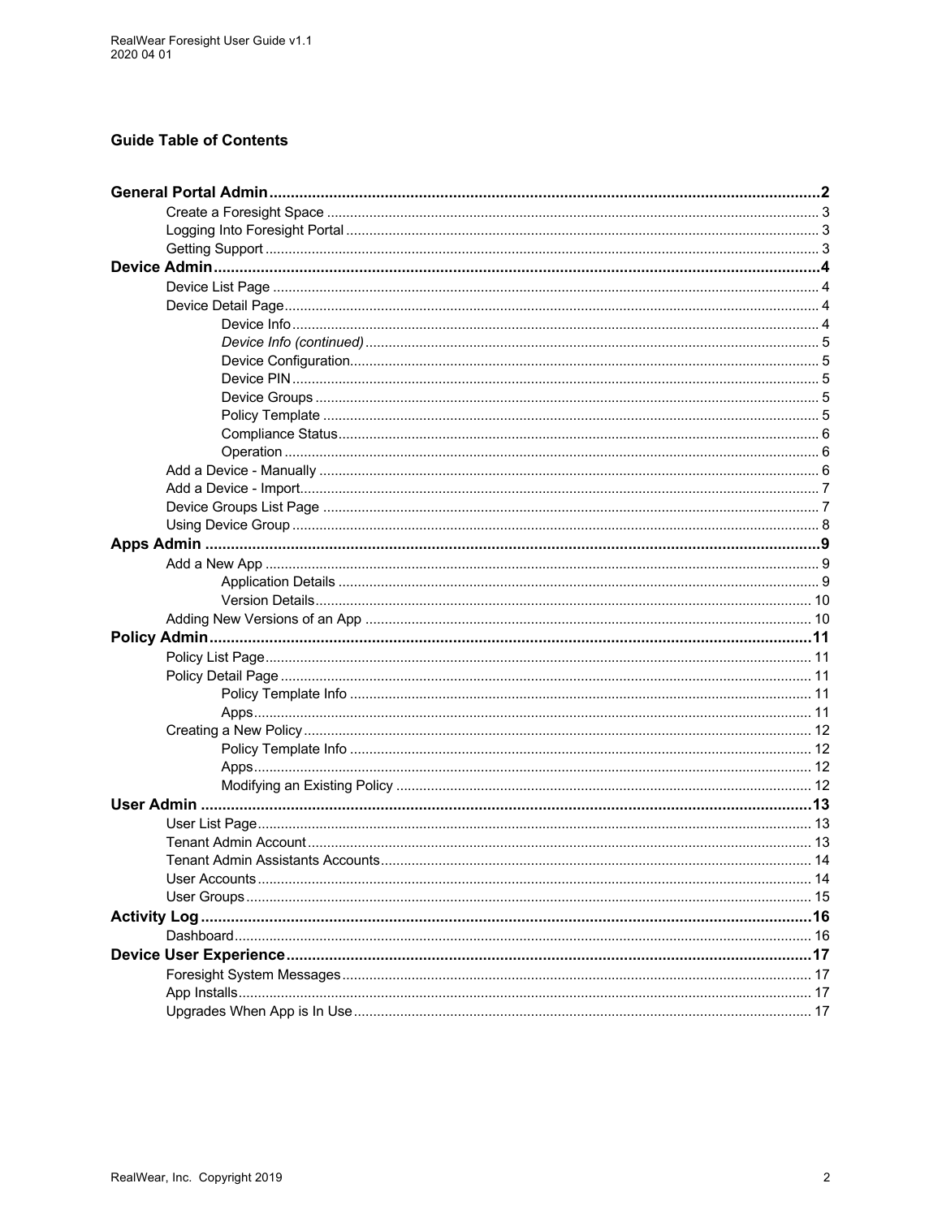## Guide Table of Contents

- **General Portal Admin** .......... **2**
  - Create a Foresight Space .......... 3
  - Logging Into Foresight Portal .......... 3
  - Getting Support .......... 3
- **Device Admin** .......... **4**
  - Device List Page .......... 4
  - Device Detail Page .......... 4
    - Device Info .......... 4
    - *Device Info (continued)* .......... 5
    - Device Configuration .......... 5
    - Device PIN .......... 5
    - Device Groups .......... 5
    - Policy Template .......... 5
    - Compliance Status .......... 6
    - Operation .......... 6
  - Add a Device - Manually .......... 6
  - Add a Device - Import .......... 7
  - Device Groups List Page .......... 7
  - Using Device Group .......... 8
- **Apps Admin** .......... **9**
  - Add a New App .......... 9
    - Application Details .......... 9
    - Version Details .......... 10
  - Adding New Versions of an App .......... 10
- **Policy Admin** .......... **11**
  - Policy List Page .......... 11
  - Policy Detail Page .......... 11
    - Policy Template Info .......... 11
    - Apps .......... 11
  - Creating a New Policy .......... 12
    - Policy Template Info .......... 12
    - Apps .......... 12
    - Modifying an Existing Policy .......... 12
- **User Admin** .......... **13**
  - User List Page .......... 13
  - Tenant Admin Account .......... 13
  - Tenant Admin Assistants Accounts .......... 14
  - User Accounts .......... 14
  - User Groups .......... 15
- **Activity Log** .......... **16**
  - Dashboard .......... 16
- **Device User Experience** .......... **17**
  - Foresight System Messages .......... 17
  - App Installs .......... 17
  - Upgrades When App is In Use .......... 17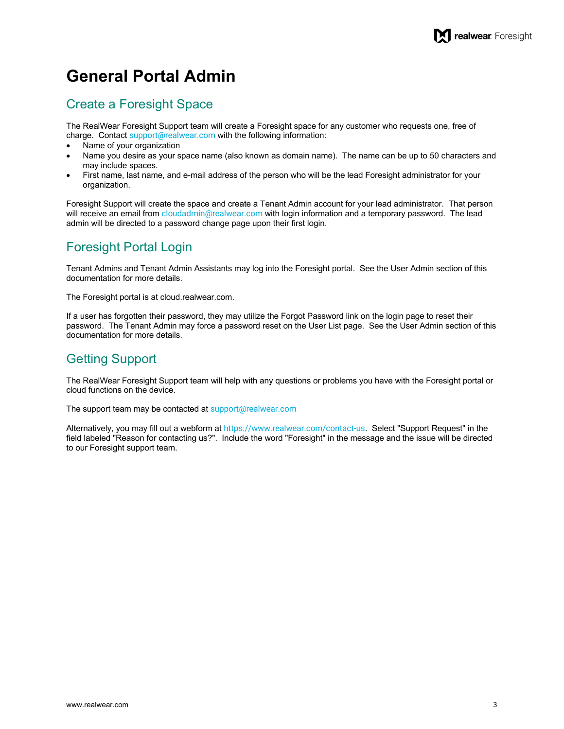# General Portal Admin

## Create a Foresight Space

The RealWear Foresight Support team will create a Foresight space for any customer who requests one, free of charge. Contact support@realwear.com with the following information:

- Name of your organization
- Name you desire as your space name (also known as domain name). The name can be up to 50 characters and may include spaces.
- First name, last name, and e-mail address of the person who will be the lead Foresight administrator for your organization.

Foresight Support will create the space and create a Tenant Admin account for your lead administrator. That person will receive an email from cloudadmin@realwear.com with login information and a temporary password. The lead admin will be directed to a password change page upon their first login.

## Foresight Portal Login

Tenant Admins and Tenant Admin Assistants may log into the Foresight portal. See the User Admin section of this documentation for more details.

The Foresight portal is at cloud.realwear.com.

If a user has forgotten their password, they may utilize the Forgot Password link on the login page to reset their password. The Tenant Admin may force a password reset on the User List page. See the User Admin section of this documentation for more details.

## Getting Support

The RealWear Foresight Support team will help with any questions or problems you have with the Foresight portal or cloud functions on the device.

The support team may be contacted at support@realwear.com

Alternatively, you may fill out a webform at https://www.realwear.com/contact-us. Select "Support Request" in the field labeled "Reason for contacting us?". Include the word "Foresight" in the message and the issue will be directed to our Foresight support team.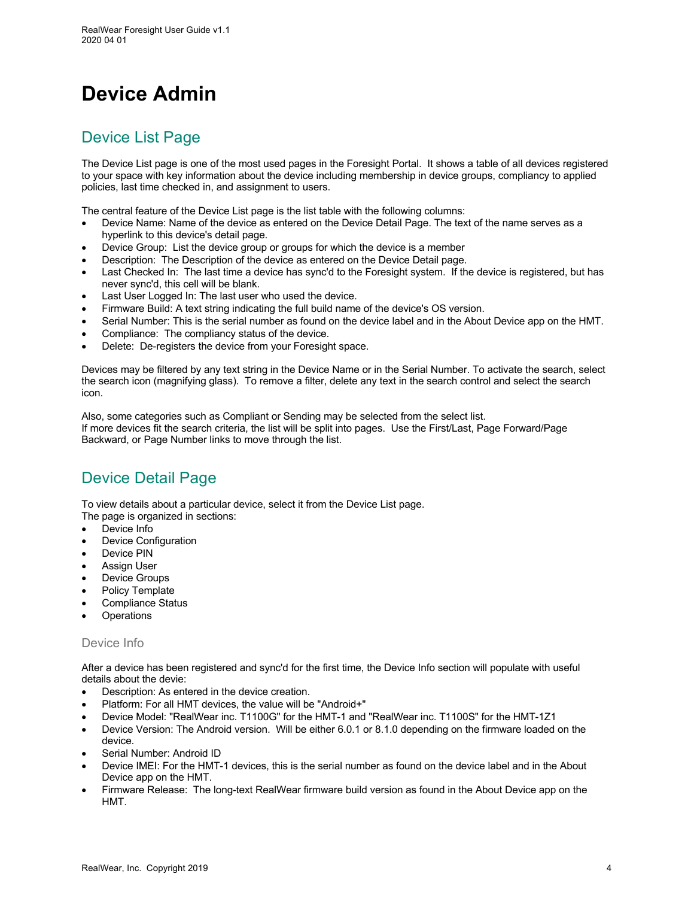# Device Admin

## Device List Page

The Device List page is one of the most used pages in the Foresight Portal. It shows a table of all devices registered to your space with key information about the device including membership in device groups, compliancy to applied policies, last time checked in, and assignment to users.

The central feature of the Device List page is the list table with the following columns:

- Device Name: Name of the device as entered on the Device Detail Page. The text of the name serves as a hyperlink to this device's detail page.
- Device Group: List the device group or groups for which the device is a member
- Description: The Description of the device as entered on the Device Detail page.
- Last Checked In: The last time a device has sync'd to the Foresight system. If the device is registered, but has never sync'd, this cell will be blank.
- Last User Logged In: The last user who used the device.
- Firmware Build: A text string indicating the full build name of the device's OS version.
- Serial Number: This is the serial number as found on the device label and in the About Device app on the HMT.
- Compliance: The compliancy status of the device.
- Delete: De-registers the device from your Foresight space.

Devices may be filtered by any text string in the Device Name or in the Serial Number. To activate the search, select the search icon (magnifying glass). To remove a filter, delete any text in the search control and select the search icon.

Also, some categories such as Compliant or Sending may be selected from the select list.
If more devices fit the search criteria, the list will be split into pages. Use the First/Last, Page Forward/Page Backward, or Page Number links to move through the list.

## Device Detail Page

To view details about a particular device, select it from the Device List page.
The page is organized in sections:

- Device Info
- Device Configuration
- Device PIN
- Assign User
- Device Groups
- Policy Template
- Compliance Status
- Operations

### Device Info

After a device has been registered and sync'd for the first time, the Device Info section will populate with useful details about the devie:

- Description: As entered in the device creation.
- Platform: For all HMT devices, the value will be "Android+"
- Device Model: "RealWear inc. T1100G" for the HMT-1 and "RealWear inc. T1100S" for the HMT-1Z1
- Device Version: The Android version. Will be either 6.0.1 or 8.1.0 depending on the firmware loaded on the device.
- Serial Number: Android ID
- Device IMEI: For the HMT-1 devices, this is the serial number as found on the device label and in the About Device app on the HMT.
- Firmware Release: The long-text RealWear firmware build version as found in the About Device app on the HMT.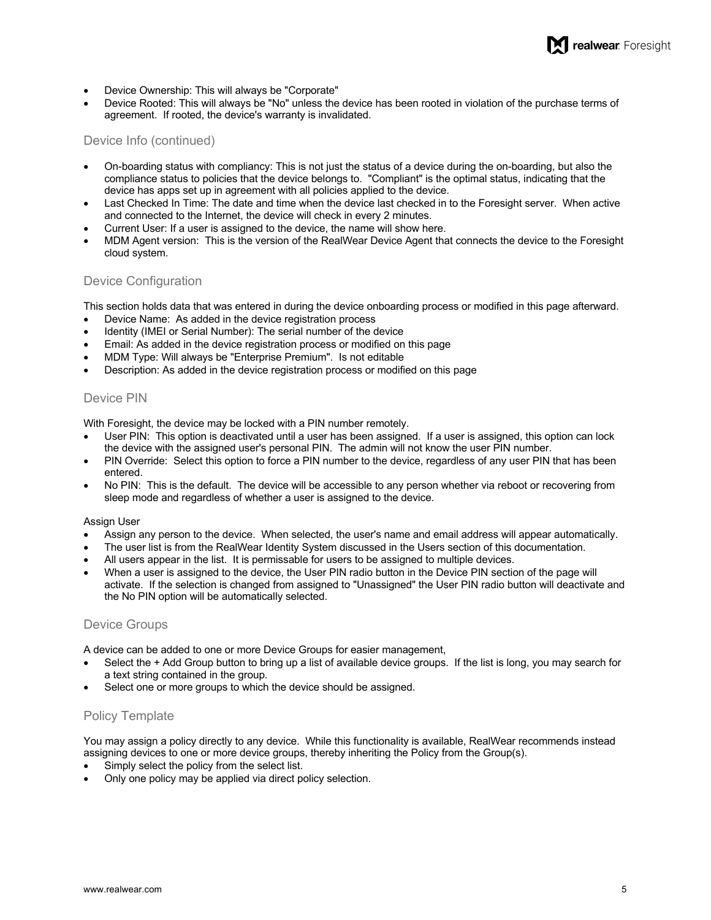- Device Ownership: This will always be "Corporate"
- Device Rooted: This will always be "No" unless the device has been rooted in violation of the purchase terms of agreement. If rooted, the device's warranty is invalidated.

## Device Info (continued)

- On-boarding status with compliancy: This is not just the status of a device during the on-boarding, but also the compliance status to policies that the device belongs to. "Compliant" is the optimal status, indicating that the device has apps set up in agreement with all policies applied to the device.
- Last Checked In Time: The date and time when the device last checked in to the Foresight server. When active and connected to the Internet, the device will check in every 2 minutes.
- Current User: If a user is assigned to the device, the name will show here.
- MDM Agent version: This is the version of the RealWear Device Agent that connects the device to the Foresight cloud system.

## Device Configuration

This section holds data that was entered in during the device onboarding process or modified in this page afterward.

- Device Name: As added in the device registration process
- Identity (IMEI or Serial Number): The serial number of the device
- Email: As added in the device registration process or modified on this page
- MDM Type: Will always be "Enterprise Premium". Is not editable
- Description: As added in the device registration process or modified on this page

## Device PIN

With Foresight, the device may be locked with a PIN number remotely.

- User PIN: This option is deactivated until a user has been assigned. If a user is assigned, this option can lock the device with the assigned user's personal PIN. The admin will not know the user PIN number.
- PIN Override: Select this option to force a PIN number to the device, regardless of any user PIN that has been entered.
- No PIN: This is the default. The device will be accessible to any person whether via reboot or recovering from sleep mode and regardless of whether a user is assigned to the device.

Assign User

- Assign any person to the device. When selected, the user's name and email address will appear automatically.
- The user list is from the RealWear Identity System discussed in the Users section of this documentation.
- All users appear in the list. It is permissable for users to be assigned to multiple devices.
- When a user is assigned to the device, the User PIN radio button in the Device PIN section of the page will activate. If the selection is changed from assigned to "Unassigned" the User PIN radio button will deactivate and the No PIN option will be automatically selected.

## Device Groups

A device can be added to one or more Device Groups for easier management,

- Select the + Add Group button to bring up a list of available device groups. If the list is long, you may search for a text string contained in the group.
- Select one or more groups to which the device should be assigned.

## Policy Template

You may assign a policy directly to any device. While this functionality is available, RealWear recommends instead assigning devices to one or more device groups, thereby inheriting the Policy from the Group(s).

- Simply select the policy from the select list.
- Only one policy may be applied via direct policy selection.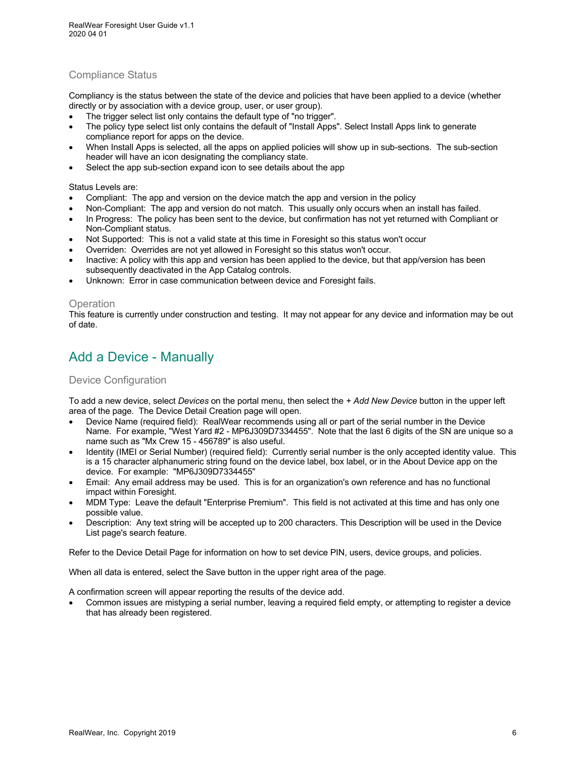### Compliance Status

Compliancy is the status between the state of the device and policies that have been applied to a device (whether directly or by association with a device group, user, or user group).

- The trigger select list only contains the default type of "no trigger".
- The policy type select list only contains the default of "Install Apps". Select Install Apps link to generate compliance report for apps on the device.
- When Install Apps is selected, all the apps on applied policies will show up in sub-sections. The sub-section header will have an icon designating the compliancy state.
- Select the app sub-section expand icon to see details about the app

Status Levels are:

- Compliant: The app and version on the device match the app and version in the policy
- Non-Compliant: The app and version do not match. This usually only occurs when an install has failed.
- In Progress: The policy has been sent to the device, but confirmation has not yet returned with Compliant or Non-Compliant status.
- Not Supported: This is not a valid state at this time in Foresight so this status won't occur
- Overriden: Overrides are not yet allowed in Foresight so this status won't occur.
- Inactive: A policy with this app and version has been applied to the device, but that app/version has been subsequently deactivated in the App Catalog controls.
- Unknown: Error in case communication between device and Foresight fails.

### Operation

This feature is currently under construction and testing. It may not appear for any device and information may be out of date.

## Add a Device - Manually

### Device Configuration

To add a new device, select *Devices* on the portal menu, then select the *+ Add New Device* button in the upper left area of the page. The Device Detail Creation page will open.

- Device Name (required field): RealWear recommends using all or part of the serial number in the Device Name. For example, "West Yard #2 - MP6J309D7334455". Note that the last 6 digits of the SN are unique so a name such as "Mx Crew 15 - 456789" is also useful.
- Identity (IMEI or Serial Number) (required field): Currently serial number is the only accepted identity value. This is a 15 character alphanumeric string found on the device label, box label, or in the About Device app on the device. For example: "MP6J309D7334455"
- Email: Any email address may be used. This is for an organization's own reference and has no functional impact within Foresight.
- MDM Type: Leave the default "Enterprise Premium". This field is not activated at this time and has only one possible value.
- Description: Any text string will be accepted up to 200 characters. This Description will be used in the Device List page's search feature.

Refer to the Device Detail Page for information on how to set device PIN, users, device groups, and policies.

When all data is entered, select the Save button in the upper right area of the page.

A confirmation screen will appear reporting the results of the device add.

- Common issues are mistyping a serial number, leaving a required field empty, or attempting to register a device that has already been registered.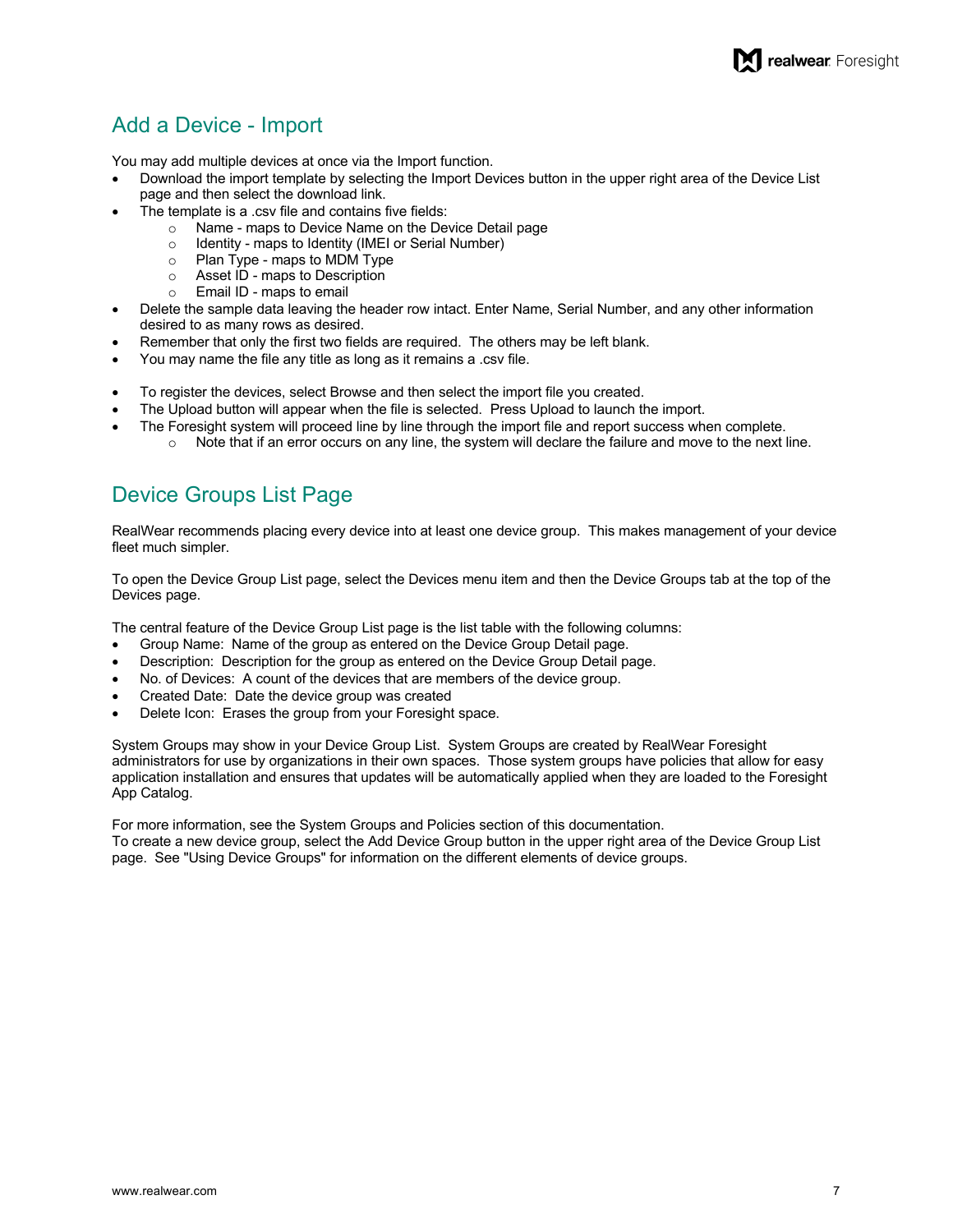## Add a Device - Import

You may add multiple devices at once via the Import function.

- Download the import template by selecting the Import Devices button in the upper right area of the Device List page and then select the download link.
- The template is a .csv file and contains five fields:
  - Name - maps to Device Name on the Device Detail page
  - Identity - maps to Identity (IMEI or Serial Number)
  - Plan Type - maps to MDM Type
  - Asset ID - maps to Description
  - Email ID - maps to email
- Delete the sample data leaving the header row intact. Enter Name, Serial Number, and any other information desired to as many rows as desired.
- Remember that only the first two fields are required. The others may be left blank.
- You may name the file any title as long as it remains a .csv file.

- To register the devices, select Browse and then select the import file you created.
- The Upload button will appear when the file is selected. Press Upload to launch the import.
- The Foresight system will proceed line by line through the import file and report success when complete.
  - Note that if an error occurs on any line, the system will declare the failure and move to the next line.

## Device Groups List Page

RealWear recommends placing every device into at least one device group. This makes management of your device fleet much simpler.

To open the Device Group List page, select the Devices menu item and then the Device Groups tab at the top of the Devices page.

The central feature of the Device Group List page is the list table with the following columns:

- Group Name: Name of the group as entered on the Device Group Detail page.
- Description: Description for the group as entered on the Device Group Detail page.
- No. of Devices: A count of the devices that are members of the device group.
- Created Date: Date the device group was created
- Delete Icon: Erases the group from your Foresight space.

System Groups may show in your Device Group List. System Groups are created by RealWear Foresight administrators for use by organizations in their own spaces. Those system groups have policies that allow for easy application installation and ensures that updates will be automatically applied when they are loaded to the Foresight App Catalog.

For more information, see the System Groups and Policies section of this documentation.
To create a new device group, select the Add Device Group button in the upper right area of the Device Group List page. See "Using Device Groups" for information on the different elements of device groups.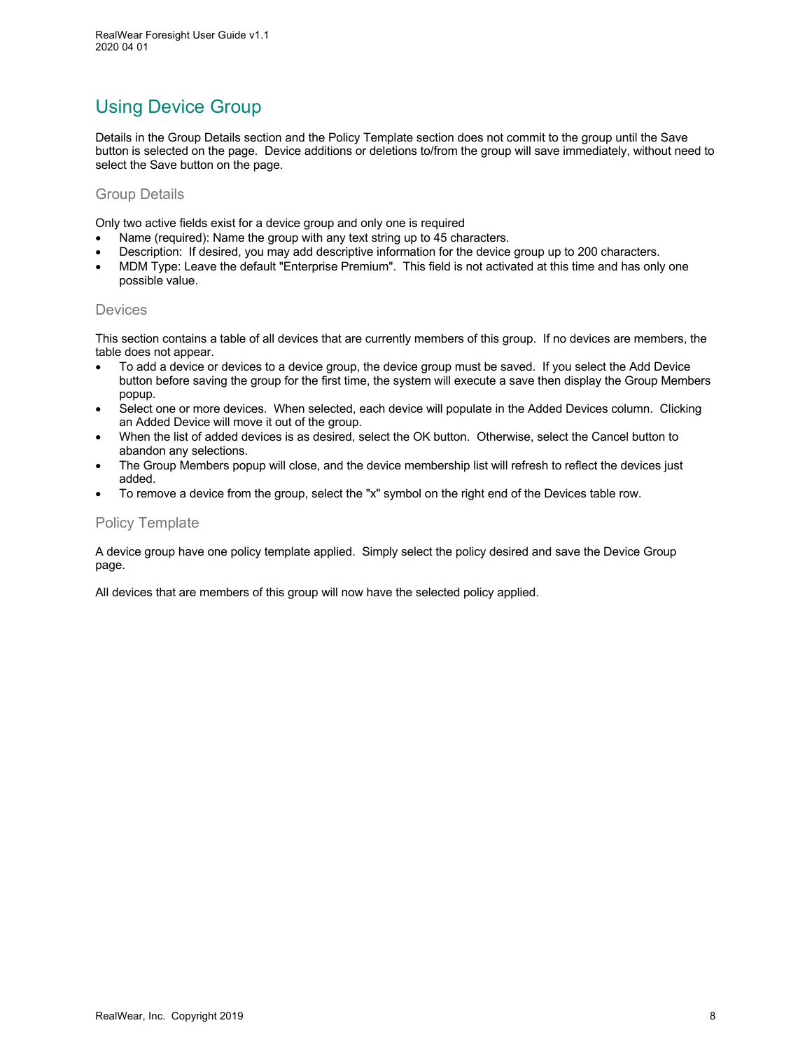# Using Device Group

Details in the Group Details section and the Policy Template section does not commit to the group until the Save button is selected on the page. Device additions or deletions to/from the group will save immediately, without need to select the Save button on the page.

## Group Details

Only two active fields exist for a device group and only one is required

- Name (required): Name the group with any text string up to 45 characters.
- Description: If desired, you may add descriptive information for the device group up to 200 characters.
- MDM Type: Leave the default "Enterprise Premium". This field is not activated at this time and has only one possible value.

## Devices

This section contains a table of all devices that are currently members of this group. If no devices are members, the table does not appear.

- To add a device or devices to a device group, the device group must be saved. If you select the Add Device button before saving the group for the first time, the system will execute a save then display the Group Members popup.
- Select one or more devices. When selected, each device will populate in the Added Devices column. Clicking an Added Device will move it out of the group.
- When the list of added devices is as desired, select the OK button. Otherwise, select the Cancel button to abandon any selections.
- The Group Members popup will close, and the device membership list will refresh to reflect the devices just added.
- To remove a device from the group, select the "x" symbol on the right end of the Devices table row.

## Policy Template

A device group have one policy template applied. Simply select the policy desired and save the Device Group page.

All devices that are members of this group will now have the selected policy applied.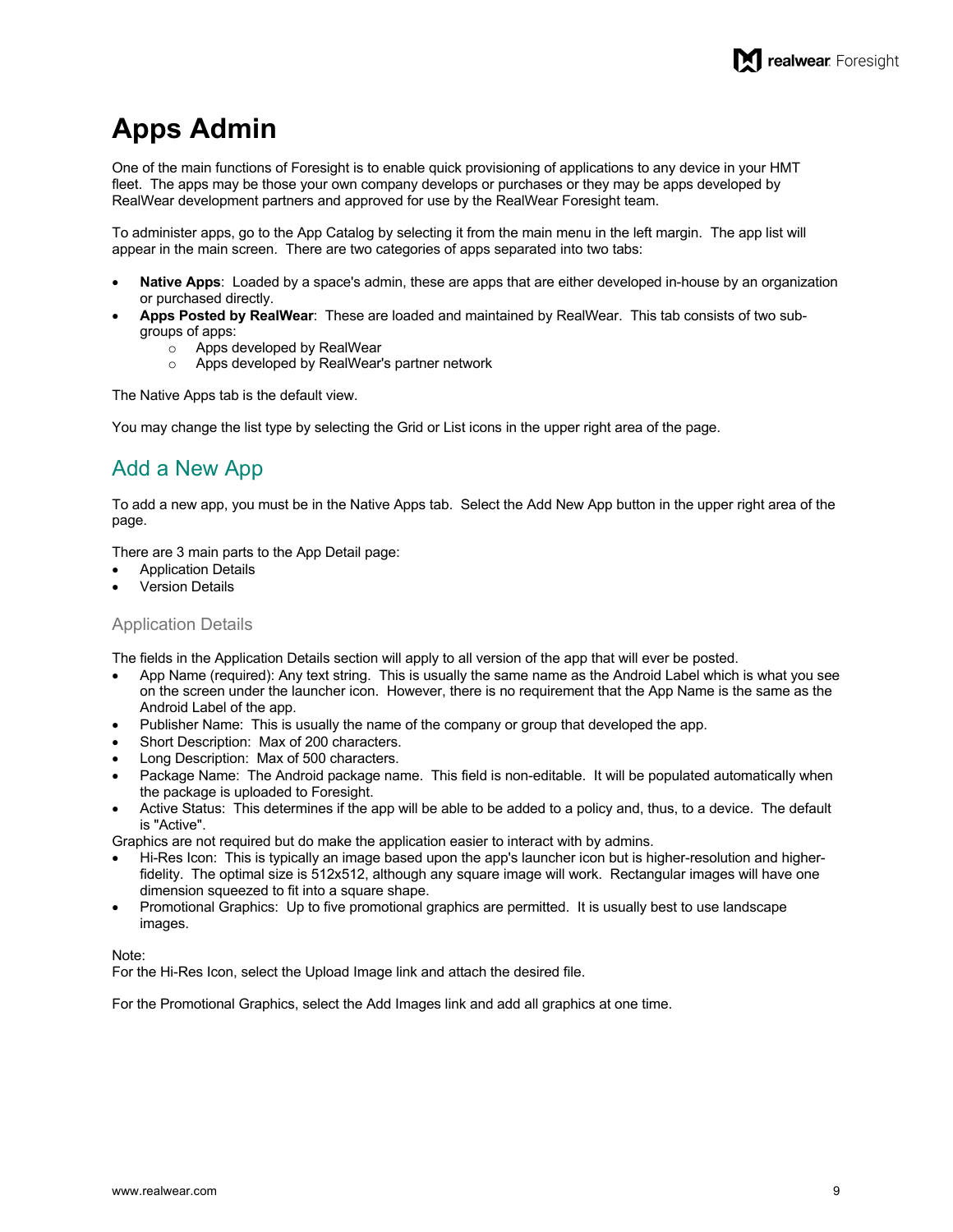# Apps Admin

One of the main functions of Foresight is to enable quick provisioning of applications to any device in your HMT fleet. The apps may be those your own company develops or purchases or they may be apps developed by RealWear development partners and approved for use by the RealWear Foresight team.

To administer apps, go to the App Catalog by selecting it from the main menu in the left margin. The app list will appear in the main screen. There are two categories of apps separated into two tabs:

- **Native Apps**: Loaded by a space's admin, these are apps that are either developed in-house by an organization or purchased directly.
- **Apps Posted by RealWear**: These are loaded and maintained by RealWear. This tab consists of two sub-groups of apps:
  - Apps developed by RealWear
  - Apps developed by RealWear's partner network

The Native Apps tab is the default view.

You may change the list type by selecting the Grid or List icons in the upper right area of the page.

## Add a New App

To add a new app, you must be in the Native Apps tab. Select the Add New App button in the upper right area of the page.

There are 3 main parts to the App Detail page:

- Application Details
- Version Details

### Application Details

The fields in the Application Details section will apply to all version of the app that will ever be posted.

- App Name (required): Any text string. This is usually the same name as the Android Label which is what you see on the screen under the launcher icon. However, there is no requirement that the App Name is the same as the Android Label of the app.
- Publisher Name: This is usually the name of the company or group that developed the app.
- Short Description: Max of 200 characters.
- Long Description: Max of 500 characters.
- Package Name: The Android package name. This field is non-editable. It will be populated automatically when the package is uploaded to Foresight.
- Active Status: This determines if the app will be able to be added to a policy and, thus, to a device. The default is "Active".

Graphics are not required but do make the application easier to interact with by admins.

- Hi-Res Icon: This is typically an image based upon the app's launcher icon but is higher-resolution and higher-fidelity. The optimal size is 512x512, although any square image will work. Rectangular images will have one dimension squeezed to fit into a square shape.
- Promotional Graphics: Up to five promotional graphics are permitted. It is usually best to use landscape images.

Note:
For the Hi-Res Icon, select the Upload Image link and attach the desired file.

For the Promotional Graphics, select the Add Images link and add all graphics at one time.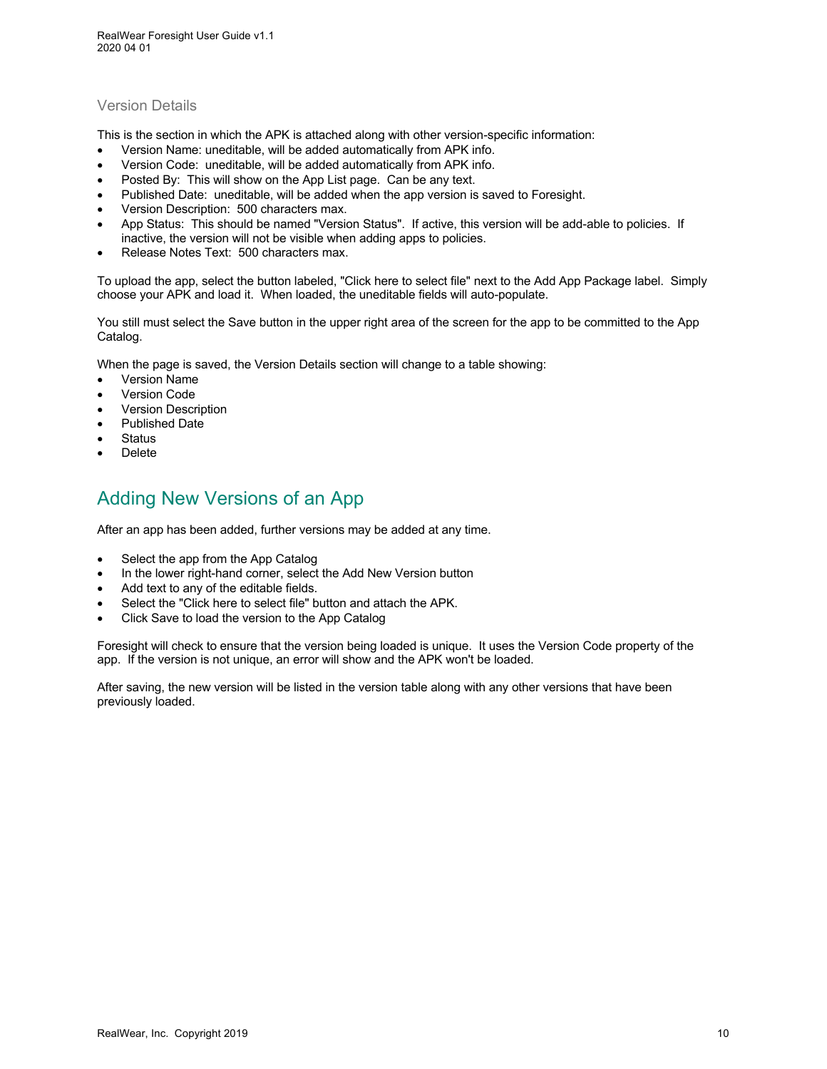### Version Details

This is the section in which the APK is attached along with other version-specific information:

- Version Name: uneditable, will be added automatically from APK info.
- Version Code: uneditable, will be added automatically from APK info.
- Posted By: This will show on the App List page. Can be any text.
- Published Date: uneditable, will be added when the app version is saved to Foresight.
- Version Description: 500 characters max.
- App Status: This should be named "Version Status". If active, this version will be add-able to policies. If inactive, the version will not be visible when adding apps to policies.
- Release Notes Text: 500 characters max.

To upload the app, select the button labeled, "Click here to select file" next to the Add App Package label. Simply choose your APK and load it. When loaded, the uneditable fields will auto-populate.

You still must select the Save button in the upper right area of the screen for the app to be committed to the App Catalog.

When the page is saved, the Version Details section will change to a table showing:

- Version Name
- Version Code
- Version Description
- Published Date
- Status
- Delete

## Adding New Versions of an App

After an app has been added, further versions may be added at any time.

- Select the app from the App Catalog
- In the lower right-hand corner, select the Add New Version button
- Add text to any of the editable fields.
- Select the "Click here to select file" button and attach the APK.
- Click Save to load the version to the App Catalog

Foresight will check to ensure that the version being loaded is unique. It uses the Version Code property of the app. If the version is not unique, an error will show and the APK won't be loaded.

After saving, the new version will be listed in the version table along with any other versions that have been previously loaded.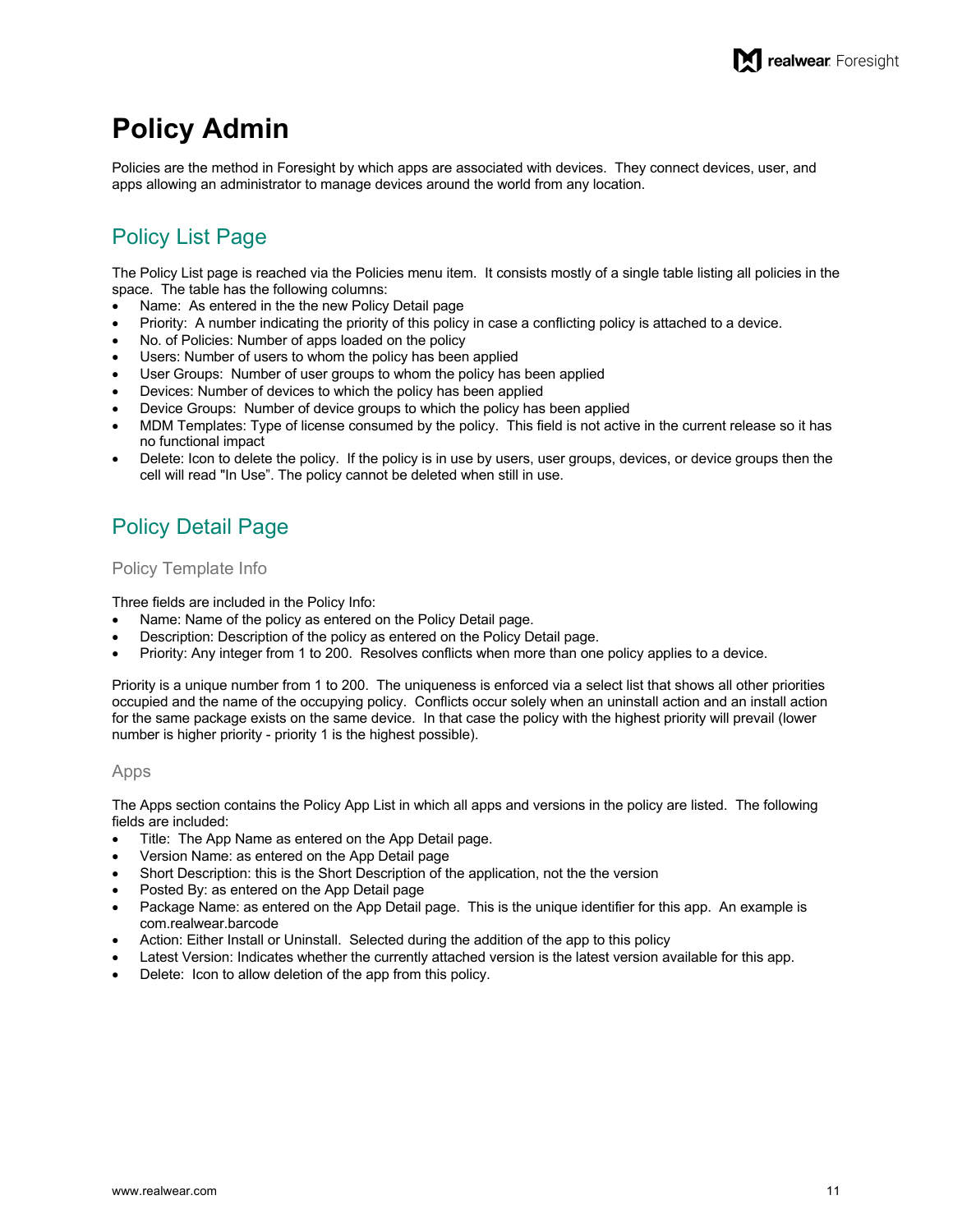# Policy Admin

Policies are the method in Foresight by which apps are associated with devices. They connect devices, user, and apps allowing an administrator to manage devices around the world from any location.

## Policy List Page

The Policy List page is reached via the Policies menu item. It consists mostly of a single table listing all policies in the space. The table has the following columns:

- Name: As entered in the the new Policy Detail page
- Priority: A number indicating the priority of this policy in case a conflicting policy is attached to a device.
- No. of Policies: Number of apps loaded on the policy
- Users: Number of users to whom the policy has been applied
- User Groups: Number of user groups to whom the policy has been applied
- Devices: Number of devices to which the policy has been applied
- Device Groups: Number of device groups to which the policy has been applied
- MDM Templates: Type of license consumed by the policy. This field is not active in the current release so it has no functional impact
- Delete: Icon to delete the policy. If the policy is in use by users, user groups, devices, or device groups then the cell will read "In Use". The policy cannot be deleted when still in use.

## Policy Detail Page

### Policy Template Info

Three fields are included in the Policy Info:

- Name: Name of the policy as entered on the Policy Detail page.
- Description: Description of the policy as entered on the Policy Detail page.
- Priority: Any integer from 1 to 200. Resolves conflicts when more than one policy applies to a device.

Priority is a unique number from 1 to 200. The uniqueness is enforced via a select list that shows all other priorities occupied and the name of the occupying policy. Conflicts occur solely when an uninstall action and an install action for the same package exists on the same device. In that case the policy with the highest priority will prevail (lower number is higher priority - priority 1 is the highest possible).

### Apps

The Apps section contains the Policy App List in which all apps and versions in the policy are listed. The following fields are included:

- Title: The App Name as entered on the App Detail page.
- Version Name: as entered on the App Detail page
- Short Description: this is the Short Description of the application, not the the version
- Posted By: as entered on the App Detail page
- Package Name: as entered on the App Detail page. This is the unique identifier for this app. An example is com.realwear.barcode
- Action: Either Install or Uninstall. Selected during the addition of the app to this policy
- Latest Version: Indicates whether the currently attached version is the latest version available for this app.
- Delete: Icon to allow deletion of the app from this policy.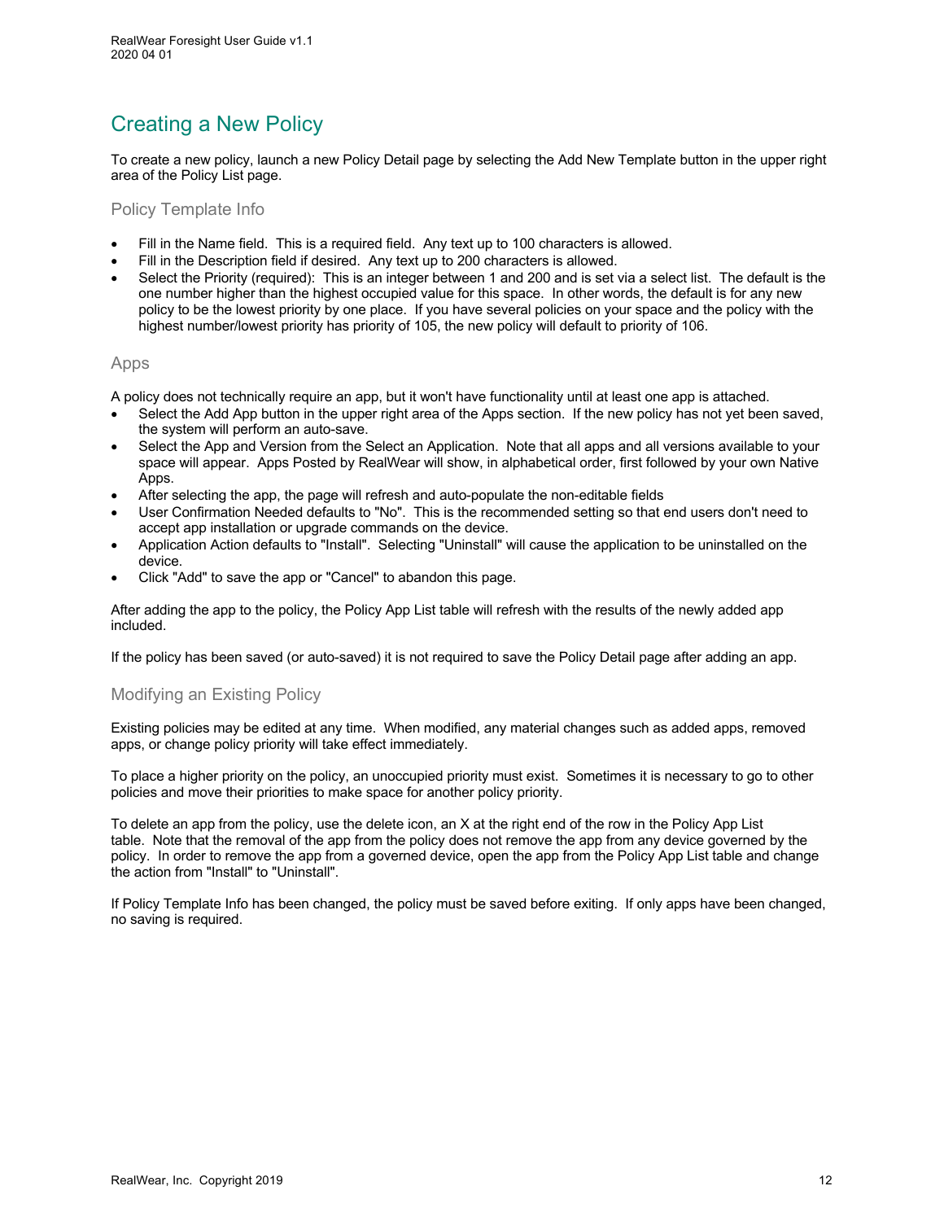# Creating a New Policy

To create a new policy, launch a new Policy Detail page by selecting the Add New Template button in the upper right area of the Policy List page.

## Policy Template Info

- Fill in the Name field. This is a required field. Any text up to 100 characters is allowed.
- Fill in the Description field if desired. Any text up to 200 characters is allowed.
- Select the Priority (required): This is an integer between 1 and 200 and is set via a select list. The default is the one number higher than the highest occupied value for this space. In other words, the default is for any new policy to be the lowest priority by one place. If you have several policies on your space and the policy with the highest number/lowest priority has priority of 105, the new policy will default to priority of 106.

## Apps

A policy does not technically require an app, but it won't have functionality until at least one app is attached.

- Select the Add App button in the upper right area of the Apps section. If the new policy has not yet been saved, the system will perform an auto-save.
- Select the App and Version from the Select an Application. Note that all apps and all versions available to your space will appear. Apps Posted by RealWear will show, in alphabetical order, first followed by your own Native Apps.
- After selecting the app, the page will refresh and auto-populate the non-editable fields
- User Confirmation Needed defaults to "No". This is the recommended setting so that end users don't need to accept app installation or upgrade commands on the device.
- Application Action defaults to "Install". Selecting "Uninstall" will cause the application to be uninstalled on the device.
- Click "Add" to save the app or "Cancel" to abandon this page.

After adding the app to the policy, the Policy App List table will refresh with the results of the newly added app included.

If the policy has been saved (or auto-saved) it is not required to save the Policy Detail page after adding an app.

## Modifying an Existing Policy

Existing policies may be edited at any time. When modified, any material changes such as added apps, removed apps, or change policy priority will take effect immediately.

To place a higher priority on the policy, an unoccupied priority must exist. Sometimes it is necessary to go to other policies and move their priorities to make space for another policy priority.

To delete an app from the policy, use the delete icon, an X at the right end of the row in the Policy App List table. Note that the removal of the app from the policy does not remove the app from any device governed by the policy. In order to remove the app from a governed device, open the app from the Policy App List table and change the action from "Install" to "Uninstall".

If Policy Template Info has been changed, the policy must be saved before exiting. If only apps have been changed, no saving is required.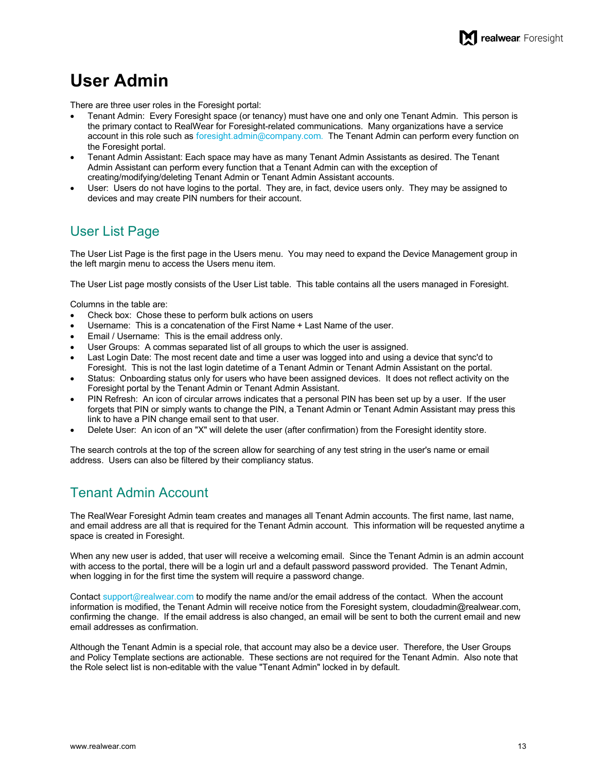# User Admin

There are three user roles in the Foresight portal:

- Tenant Admin: Every Foresight space (or tenancy) must have one and only one Tenant Admin. This person is the primary contact to RealWear for Foresight-related communications. Many organizations have a service account in this role such as foresight.admin@company.com. The Tenant Admin can perform every function on the Foresight portal.
- Tenant Admin Assistant: Each space may have as many Tenant Admin Assistants as desired. The Tenant Admin Assistant can perform every function that a Tenant Admin can with the exception of creating/modifying/deleting Tenant Admin or Tenant Admin Assistant accounts.
- User: Users do not have logins to the portal. They are, in fact, device users only. They may be assigned to devices and may create PIN numbers for their account.

## User List Page

The User List Page is the first page in the Users menu. You may need to expand the Device Management group in the left margin menu to access the Users menu item.

The User List page mostly consists of the User List table. This table contains all the users managed in Foresight.

Columns in the table are:

- Check box: Chose these to perform bulk actions on users
- Username: This is a concatenation of the First Name + Last Name of the user.
- Email / Username: This is the email address only.
- User Groups: A commas separated list of all groups to which the user is assigned.
- Last Login Date: The most recent date and time a user was logged into and using a device that sync'd to Foresight. This is not the last login datetime of a Tenant Admin or Tenant Admin Assistant on the portal.
- Status: Onboarding status only for users who have been assigned devices. It does not reflect activity on the Foresight portal by the Tenant Admin or Tenant Admin Assistant.
- PIN Refresh: An icon of circular arrows indicates that a personal PIN has been set up by a user. If the user forgets that PIN or simply wants to change the PIN, a Tenant Admin or Tenant Admin Assistant may press this link to have a PIN change email sent to that user.
- Delete User: An icon of an "X" will delete the user (after confirmation) from the Foresight identity store.

The search controls at the top of the screen allow for searching of any test string in the user's name or email address. Users can also be filtered by their compliancy status.

## Tenant Admin Account

The RealWear Foresight Admin team creates and manages all Tenant Admin accounts. The first name, last name, and email address are all that is required for the Tenant Admin account. This information will be requested anytime a space is created in Foresight.

When any new user is added, that user will receive a welcoming email. Since the Tenant Admin is an admin account with access to the portal, there will be a login url and a default password password provided. The Tenant Admin, when logging in for the first time the system will require a password change.

Contact support@realwear.com to modify the name and/or the email address of the contact. When the account information is modified, the Tenant Admin will receive notice from the Foresight system, cloudadmin@realwear.com, confirming the change. If the email address is also changed, an email will be sent to both the current email and new email addresses as confirmation.

Although the Tenant Admin is a special role, that account may also be a device user. Therefore, the User Groups and Policy Template sections are actionable. These sections are not required for the Tenant Admin. Also note that the Role select list is non-editable with the value "Tenant Admin" locked in by default.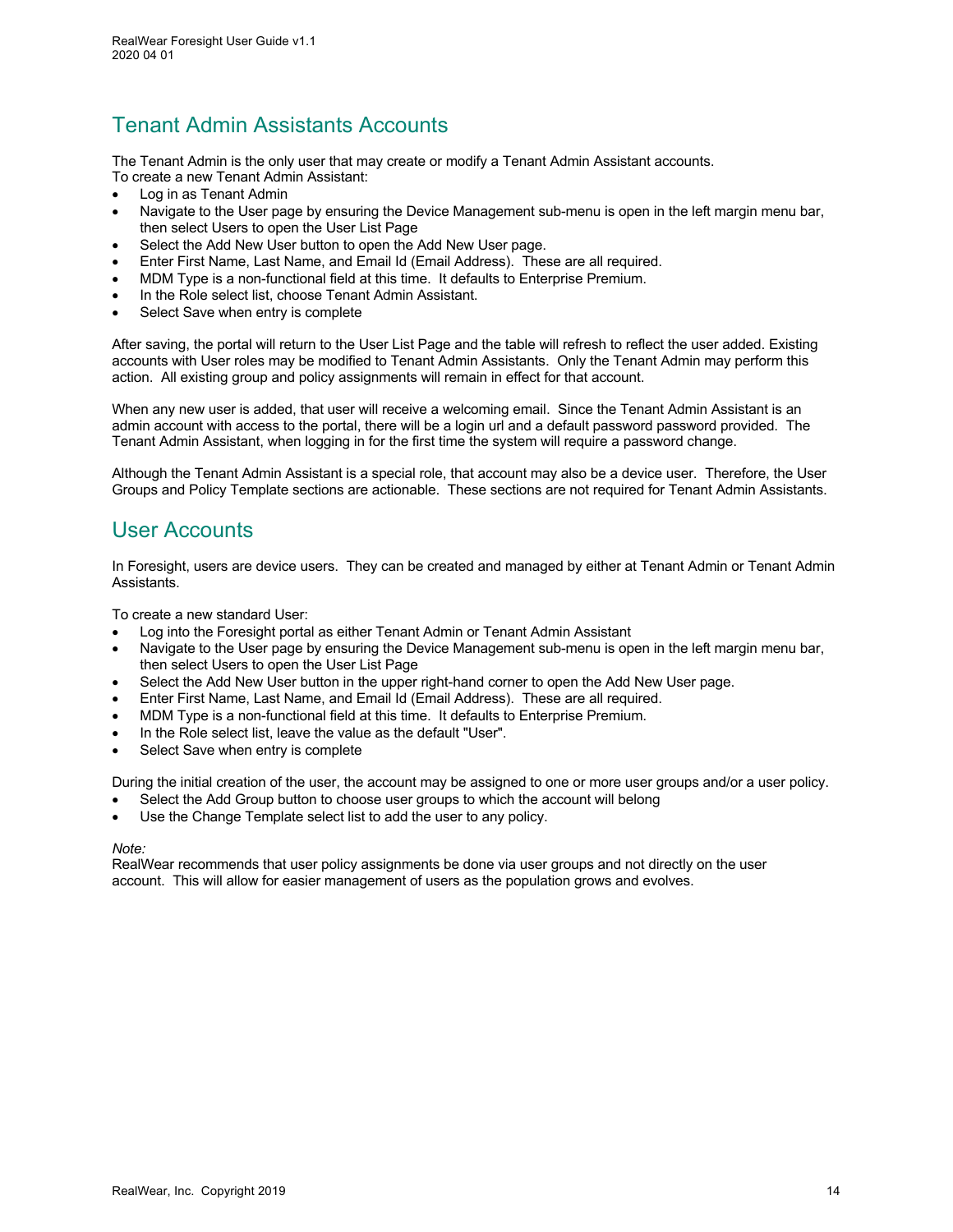## Tenant Admin Assistants Accounts

The Tenant Admin is the only user that may create or modify a Tenant Admin Assistant accounts.
To create a new Tenant Admin Assistant:

- Log in as Tenant Admin
- Navigate to the User page by ensuring the Device Management sub-menu is open in the left margin menu bar, then select Users to open the User List Page
- Select the Add New User button to open the Add New User page.
- Enter First Name, Last Name, and Email Id (Email Address). These are all required.
- MDM Type is a non-functional field at this time. It defaults to Enterprise Premium.
- In the Role select list, choose Tenant Admin Assistant.
- Select Save when entry is complete

After saving, the portal will return to the User List Page and the table will refresh to reflect the user added. Existing accounts with User roles may be modified to Tenant Admin Assistants. Only the Tenant Admin may perform this action. All existing group and policy assignments will remain in effect for that account.

When any new user is added, that user will receive a welcoming email. Since the Tenant Admin Assistant is an admin account with access to the portal, there will be a login url and a default password password provided. The Tenant Admin Assistant, when logging in for the first time the system will require a password change.

Although the Tenant Admin Assistant is a special role, that account may also be a device user. Therefore, the User Groups and Policy Template sections are actionable. These sections are not required for Tenant Admin Assistants.

## User Accounts

In Foresight, users are device users. They can be created and managed by either at Tenant Admin or Tenant Admin Assistants.

To create a new standard User:

- Log into the Foresight portal as either Tenant Admin or Tenant Admin Assistant
- Navigate to the User page by ensuring the Device Management sub-menu is open in the left margin menu bar, then select Users to open the User List Page
- Select the Add New User button in the upper right-hand corner to open the Add New User page.
- Enter First Name, Last Name, and Email Id (Email Address). These are all required.
- MDM Type is a non-functional field at this time. It defaults to Enterprise Premium.
- In the Role select list, leave the value as the default "User".
- Select Save when entry is complete

During the initial creation of the user, the account may be assigned to one or more user groups and/or a user policy.

- Select the Add Group button to choose user groups to which the account will belong
- Use the Change Template select list to add the user to any policy.

*Note:*
RealWear recommends that user policy assignments be done via user groups and not directly on the user account. This will allow for easier management of users as the population grows and evolves.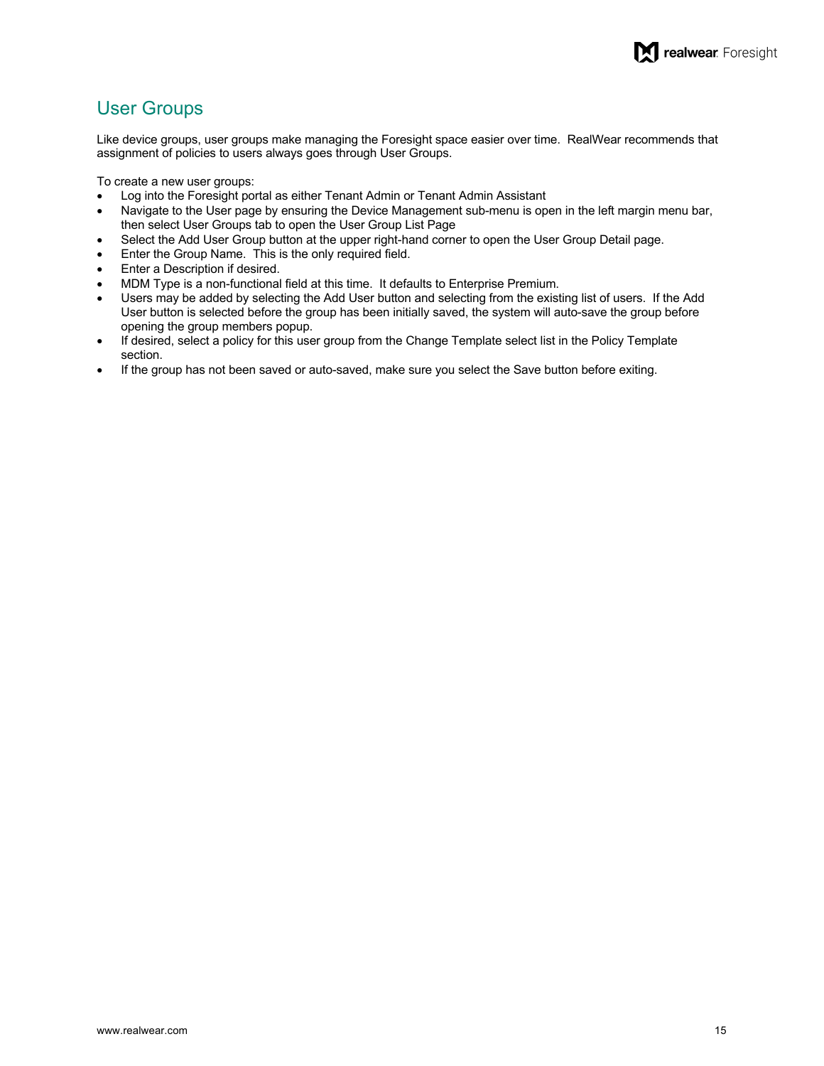# User Groups

Like device groups, user groups make managing the Foresight space easier over time. RealWear recommends that assignment of policies to users always goes through User Groups.

To create a new user groups:

- Log into the Foresight portal as either Tenant Admin or Tenant Admin Assistant
- Navigate to the User page by ensuring the Device Management sub-menu is open in the left margin menu bar, then select User Groups tab to open the User Group List Page
- Select the Add User Group button at the upper right-hand corner to open the User Group Detail page.
- Enter the Group Name. This is the only required field.
- Enter a Description if desired.
- MDM Type is a non-functional field at this time. It defaults to Enterprise Premium.
- Users may be added by selecting the Add User button and selecting from the existing list of users. If the Add User button is selected before the group has been initially saved, the system will auto-save the group before opening the group members popup.
- If desired, select a policy for this user group from the Change Template select list in the Policy Template section.
- If the group has not been saved or auto-saved, make sure you select the Save button before exiting.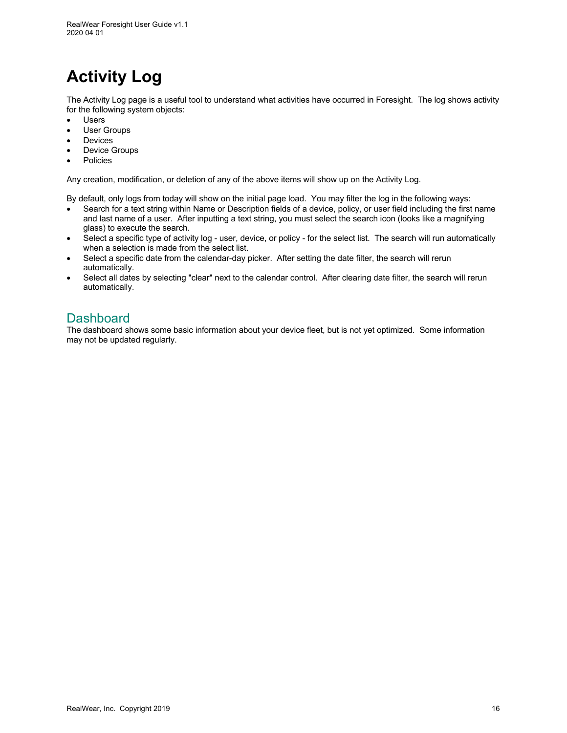# Activity Log

The Activity Log page is a useful tool to understand what activities have occurred in Foresight. The log shows activity for the following system objects:

- Users
- User Groups
- Devices
- Device Groups
- Policies

Any creation, modification, or deletion of any of the above items will show up on the Activity Log.

By default, only logs from today will show on the initial page load. You may filter the log in the following ways:

- Search for a text string within Name or Description fields of a device, policy, or user field including the first name and last name of a user. After inputting a text string, you must select the search icon (looks like a magnifying glass) to execute the search.
- Select a specific type of activity log - user, device, or policy - for the select list. The search will run automatically when a selection is made from the select list.
- Select a specific date from the calendar-day picker. After setting the date filter, the search will rerun automatically.
- Select all dates by selecting "clear" next to the calendar control. After clearing date filter, the search will rerun automatically.

## Dashboard

The dashboard shows some basic information about your device fleet, but is not yet optimized. Some information may not be updated regularly.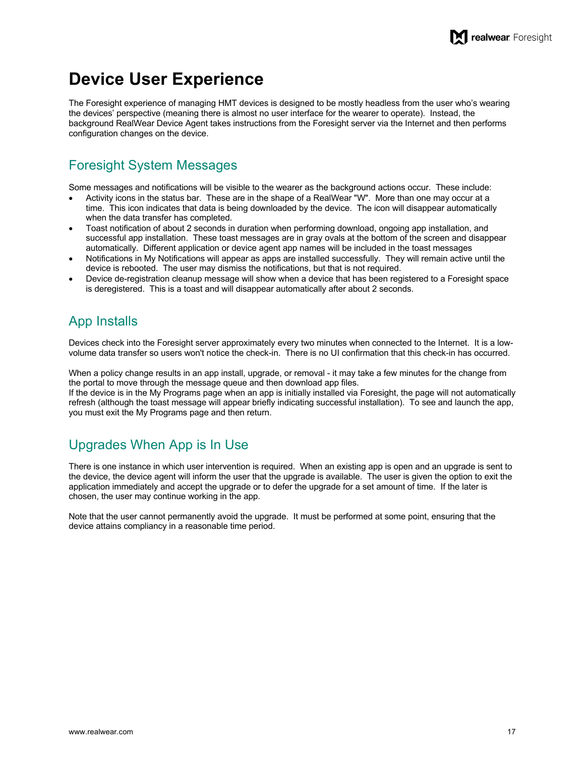# Device User Experience

The Foresight experience of managing HMT devices is designed to be mostly headless from the user who's wearing the devices' perspective (meaning there is almost no user interface for the wearer to operate). Instead, the background RealWear Device Agent takes instructions from the Foresight server via the Internet and then performs configuration changes on the device.

## Foresight System Messages

Some messages and notifications will be visible to the wearer as the background actions occur. These include:

- Activity icons in the status bar. These are in the shape of a RealWear "W". More than one may occur at a time. This icon indicates that data is being downloaded by the device. The icon will disappear automatically when the data transfer has completed.
- Toast notification of about 2 seconds in duration when performing download, ongoing app installation, and successful app installation. These toast messages are in gray ovals at the bottom of the screen and disappear automatically. Different application or device agent app names will be included in the toast messages
- Notifications in My Notifications will appear as apps are installed successfully. They will remain active until the device is rebooted. The user may dismiss the notifications, but that is not required.
- Device de-registration cleanup message will show when a device that has been registered to a Foresight space is deregistered. This is a toast and will disappear automatically after about 2 seconds.

## App Installs

Devices check into the Foresight server approximately every two minutes when connected to the Internet. It is a low-volume data transfer so users won't notice the check-in. There is no UI confirmation that this check-in has occurred.

When a policy change results in an app install, upgrade, or removal - it may take a few minutes for the change from the portal to move through the message queue and then download app files.
If the device is in the My Programs page when an app is initially installed via Foresight, the page will not automatically refresh (although the toast message will appear briefly indicating successful installation). To see and launch the app, you must exit the My Programs page and then return.

## Upgrades When App is In Use

There is one instance in which user intervention is required. When an existing app is open and an upgrade is sent to the device, the device agent will inform the user that the upgrade is available. The user is given the option to exit the application immediately and accept the upgrade or to defer the upgrade for a set amount of time. If the later is chosen, the user may continue working in the app.

Note that the user cannot permanently avoid the upgrade. It must be performed at some point, ensuring that the device attains compliancy in a reasonable time period.